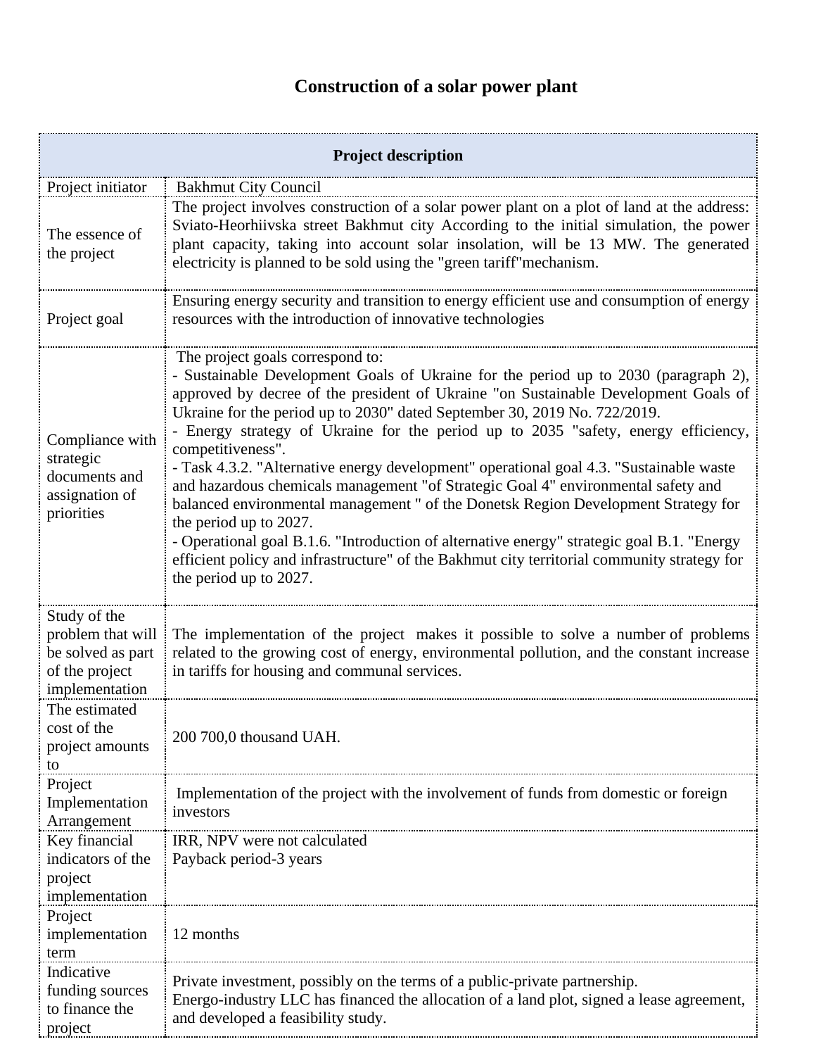# Construction of a solar power plant

| Project description | |
|---|---|
| Project initiator | Bakhmut City Council |
| The essence of the project | The project involves construction of a solar power plant on a plot of land at the address: Sviato-Heorhiivska street Bakhmut city According to the initial simulation, the power plant capacity, taking into account solar insolation, will be 13 MW. The generated electricity is planned to be sold using the "green tariff"mechanism. |
| Project goal | Ensuring energy security and transition to energy efficient use and consumption of energy resources with the introduction of innovative technologies |
| Compliance with strategic documents and assignation of priorities | The project goals correspond to:<br>- Sustainable Development Goals of Ukraine for the period up to 2030 (paragraph 2), approved by decree of the president of Ukraine "on Sustainable Development Goals of Ukraine for the period up to 2030" dated September 30, 2019 No. 722/2019.<br>- Energy strategy of Ukraine for the period up to 2035 "safety, energy efficiency, competitiveness".<br>- Task 4.3.2. "Alternative energy development" operational goal 4.3. "Sustainable waste and hazardous chemicals management "of Strategic Goal 4" environmental safety and balanced environmental management " of the Donetsk Region Development Strategy for the period up to 2027.<br>- Operational goal B.1.6. "Introduction of alternative energy" strategic goal B.1. "Energy efficient policy and infrastructure" of the Bakhmut city territorial community strategy for the period up to 2027. |
| Study of the problem that will be solved as part of the project implementation | The implementation of the project makes it possible to solve a number of problems related to the growing cost of energy, environmental pollution, and the constant increase in tariffs for housing and communal services. |
| The estimated cost of the project amounts to | 200 700,0 thousand UAH. |
| Project Implementation Arrangement | Implementation of the project with the involvement of funds from domestic or foreign investors |
| Key financial indicators of the project implementation | IRR, NPV were not calculated<br>Payback period-3 years |
| Project implementation term | 12 months |
| Indicative funding sources to finance the project | Private investment, possibly on the terms of a public-private partnership.<br>Energo-industry LLC has financed the allocation of a land plot, signed a lease agreement, and developed a feasibility study. |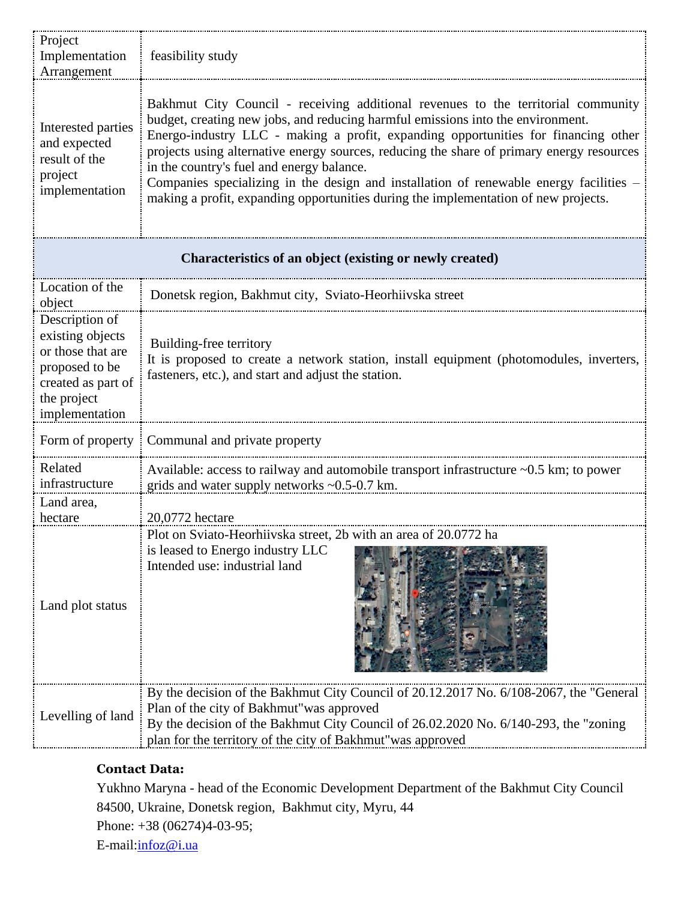| | |
|---|---|
| Project Implementation Arrangement | feasibility study |
| Interested parties and expected result of the project implementation | Bakhmut City Council - receiving additional revenues to the territorial community budget, creating new jobs, and reducing harmful emissions into the environment.<br>Energo-industry LLC - making a profit, expanding opportunities for financing other projects using alternative energy sources, reducing the share of primary energy resources in the country's fuel and energy balance.<br>Companies specializing in the design and installation of renewable energy facilities – making a profit, expanding opportunities during the implementation of new projects. |
| **Characteristics of an object (existing or newly created)** | |
| Location of the object | Donetsk region, Bakhmut city, Sviato-Heorhiivska street |
| Description of existing objects or those that are proposed to be created as part of the project implementation | Building-free territory<br>It is proposed to create a network station, install equipment (photomodules, inverters, fasteners, etc.), and start and adjust the station. |
| Form of property | Communal and private property |
| Related infrastructure | Available: access to railway and automobile transport infrastructure ~0.5 km; to power grids and water supply networks ~0.5-0.7 km. |
| Land area, hectare | 20,0772 hectare |
| Land plot status | Plot on Sviato-Heorhiivska street, 2b with an area of 20.0772 ha is leased to Energo industry LLC<br>Intended use: industrial land |
| Levelling of land | By the decision of the Bakhmut City Council of 20.12.2017 No. 6/108-2067, the "General Plan of the city of Bakhmut"was approved<br>By the decision of the Bakhmut City Council of 26.02.2020 No. 6/140-293, the "zoning plan for the territory of the city of Bakhmut"was approved |

**Contact Data:**

Yukhno Maryna - head of the Economic Development Department of the Bakhmut City Council

84500, Ukraine, Donetsk region, Bakhmut city, Myru, 44

Phone: +38 (06274)4-03-95;

E-mail:infoz@i.ua